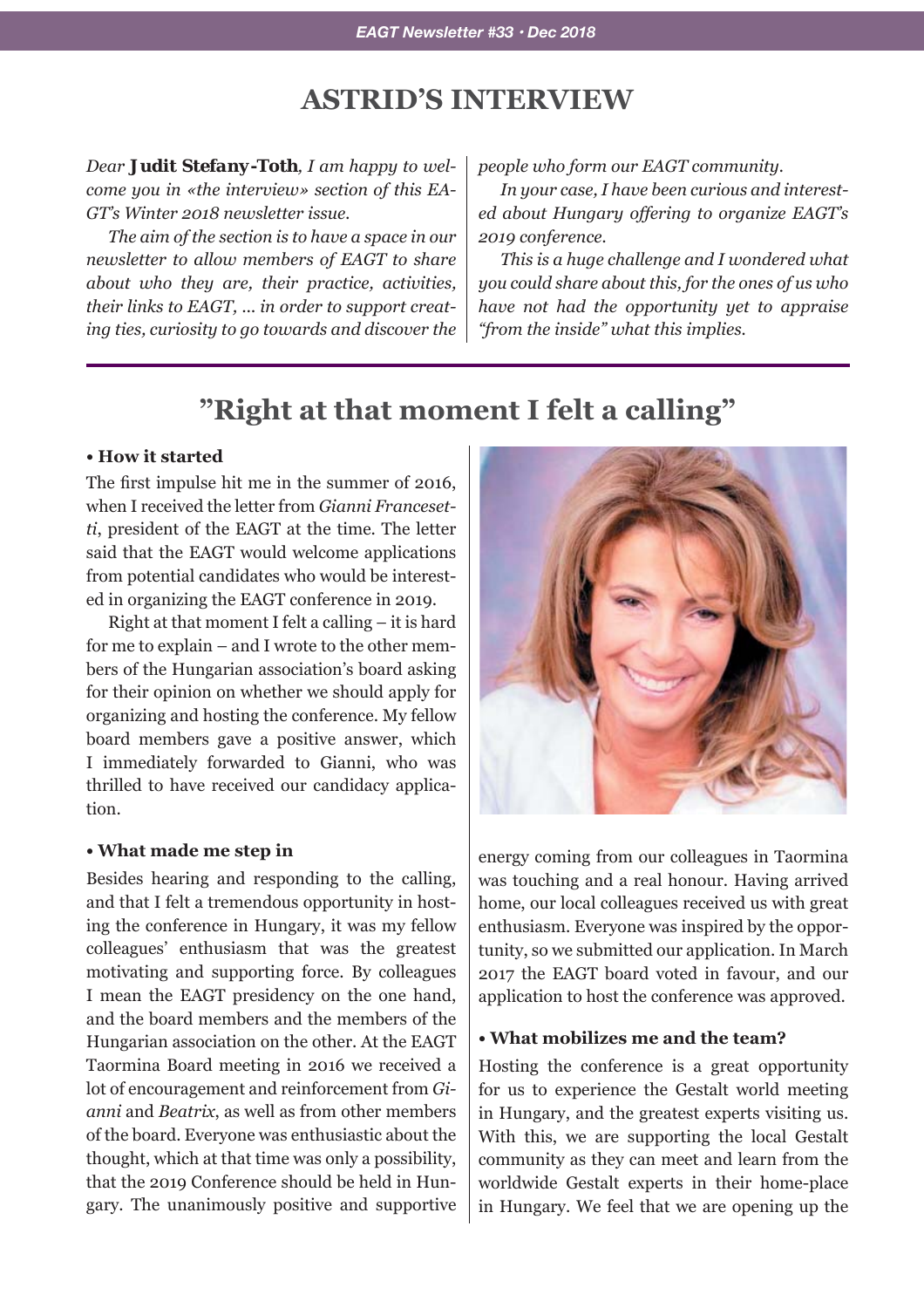# ASTRID'S INTERVIEW

*Dear* **Judit Stefany-Toth***, I am happy to welcome you in «the interview» section of this EAGT's Winter 2018 newsletter issue.*

*The aim of the section is to have a space in our newsletter to allow members of EAGT to share about who they are, their practice, activities, their links to EAGT, ... in order to support creating ties, curiosity to go towards and discover the people who form our EAGT community.*

*In your case, I have been curious and interested about Hungary offering to organize EAGT's 2019 conference.*

*This is a huge challenge and I wondered what you could share about this, for the ones of us who have not had the opportunity yet to appraise "from the inside" what this implies.*

## "Right at that moment I felt a calling"

**• How it started**

The first impulse hit me in the summer of 2016, when I received the letter from *Gianni Francesetti*, president of the EAGT at the time. The letter said that the EAGT would welcome applications from potential candidates who would be interested in organizing the EAGT conference in 2019.

Right at that moment I felt a calling – it is hard for me to explain – and I wrote to the other members of the Hungarian association's board asking for their opinion on whether we should apply for organizing and hosting the conference. My fellow board members gave a positive answer, which I immediately forwarded to Gianni, who was thrilled to have received our candidacy application.

**• What made me step in**

Besides hearing and responding to the calling, and that I felt a tremendous opportunity in hosting the conference in Hungary, it was my fellow colleagues' enthusiasm that was the greatest motivating and supporting force. By colleagues I mean the EAGT presidency on the one hand, and the board members and the members of the Hungarian association on the other. At the EAGT Taormina Board meeting in 2016 we received a lot of encouragement and reinforcement from *Gianni* and *Beatrix*, as well as from other members of the board. Everyone was enthusiastic about the thought, which at that time was only a possibility, that the 2019 Conference should be held in Hungary. The unanimously positive and supportive energy coming from our colleagues in Taormina was touching and a real honour. Having arrived home, our local colleagues received us with great enthusiasm. Everyone was inspired by the opportunity, so we submitted our application. In March 2017 the EAGT board voted in favour, and our application to host the conference was approved.

**• What mobilizes me and the team?**

Hosting the conference is a great opportunity for us to experience the Gestalt world meeting in Hungary, and the greatest experts visiting us. With this, we are supporting the local Gestalt community as they can meet and learn from the worldwide Gestalt experts in their home-place in Hungary. We feel that we are opening up the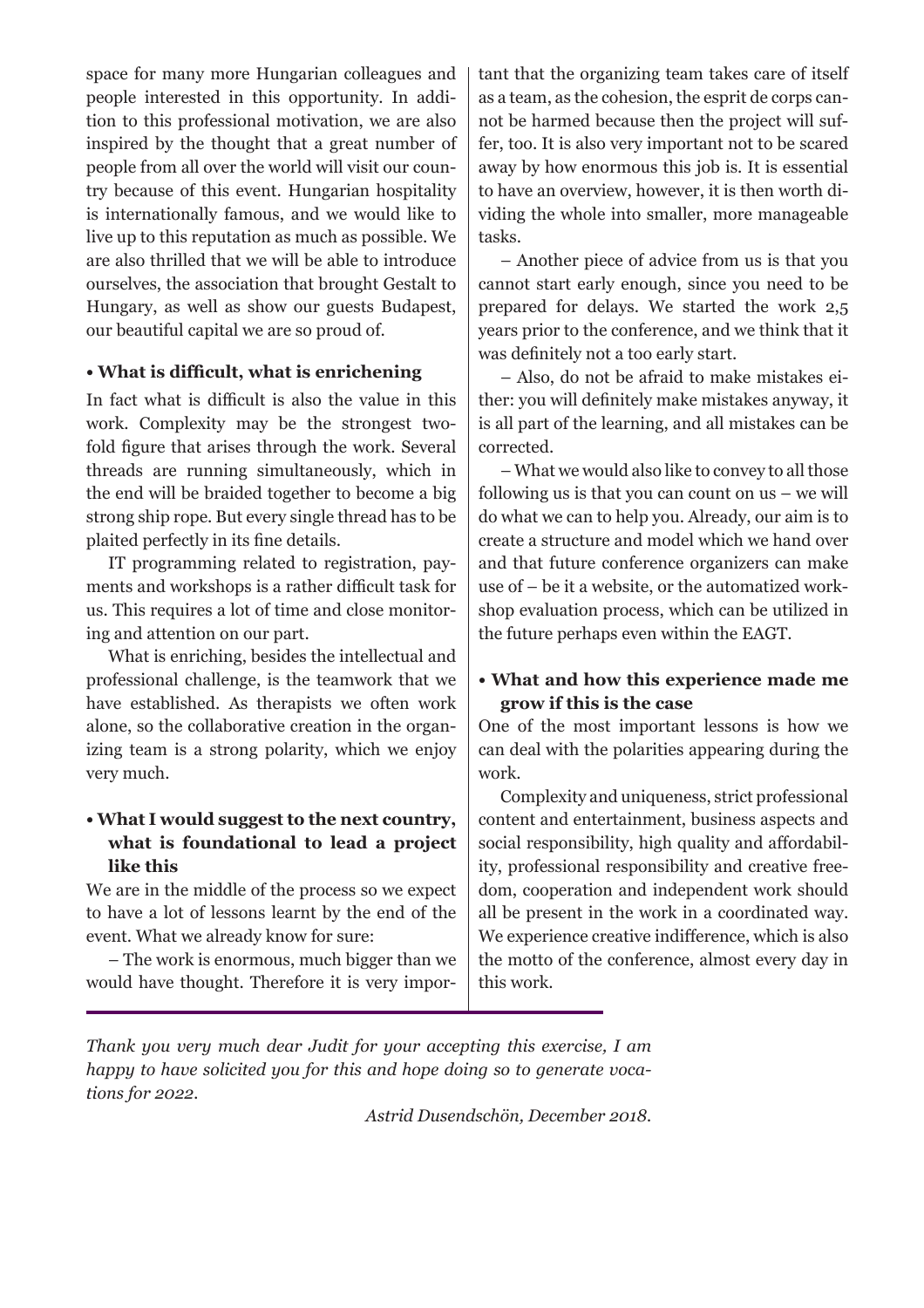space for many more Hungarian colleagues and people interested in this opportunity. In addition to this professional motivation, we are also inspired by the thought that a great number of people from all over the world will visit our country because of this event. Hungarian hospitality is internationally famous, and we would like to live up to this reputation as much as possible. We are also thrilled that we will be able to introduce ourselves, the association that brought Gestalt to Hungary, as well as show our guests Budapest, our beautiful capital we are so proud of.

**• What is difficult, what is enrichening**

In fact what is difficult is also the value in this work. Complexity may be the strongest twofold figure that arises through the work. Several threads are running simultaneously, which in the end will be braided together to become a big strong ship rope. But every single thread has to be plaited perfectly in its fine details.

IT programming related to registration, payments and workshops is a rather difficult task for us. This requires a lot of time and close monitoring and attention on our part.

What is enriching, besides the intellectual and professional challenge, is the teamwork that we have established. As therapists we often work alone, so the collaborative creation in the organizing team is a strong polarity, which we enjoy very much.

**• What I would suggest to the next country, what is foundational to lead a project like this**

We are in the middle of the process so we expect to have a lot of lessons learnt by the end of the event. What we already know for sure:

– The work is enormous, much bigger than we would have thought. Therefore it is very important that the organizing team takes care of itself as a team, as the cohesion, the esprit de corps cannot be harmed because then the project will suffer, too. It is also very important not to be scared away by how enormous this job is. It is essential to have an overview, however, it is then worth dividing the whole into smaller, more manageable tasks.

– Another piece of advice from us is that you cannot start early enough, since you need to be prepared for delays. We started the work 2,5 years prior to the conference, and we think that it was definitely not a too early start.

– Also, do not be afraid to make mistakes either: you will definitely make mistakes anyway, it is all part of the learning, and all mistakes can be corrected.

– What we would also like to convey to all those following us is that you can count on us – we will do what we can to help you. Already, our aim is to create a structure and model which we hand over and that future conference organizers can make use of – be it a website, or the automatized workshop evaluation process, which can be utilized in the future perhaps even within the EAGT.

**• What and how this experience made me grow if this is the case**

One of the most important lessons is how we can deal with the polarities appearing during the work.

Complexity and uniqueness, strict professional content and entertainment, business aspects and social responsibility, high quality and affordability, professional responsibility and creative freedom, cooperation and independent work should all be present in the work in a coordinated way. We experience creative indifference, which is also the motto of the conference, almost every day in this work.

*Thank you very much dear Judit for your accepting this exercise, I am happy to have solicited you for this and hope doing so to generate vocations for 2022.*

*Astrid Dusendschön, December 2018.*